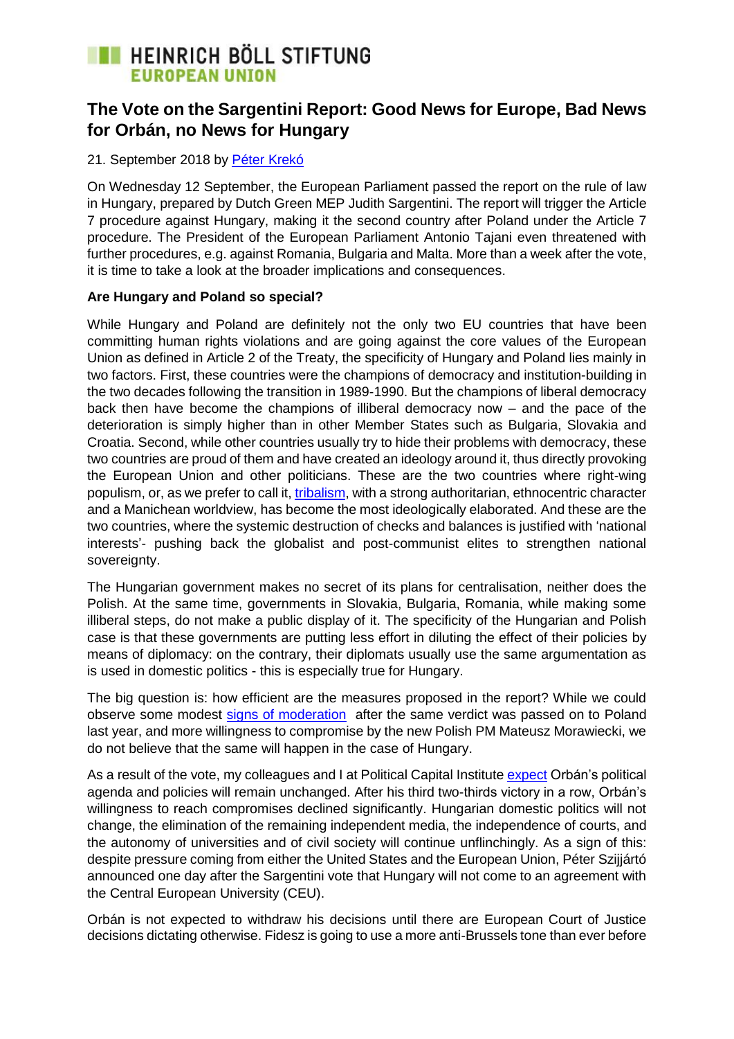HEINRICH BÖLL STIFTUNG
EUROPEAN UNION

# The Vote on the Sargentini Report: Good News for Europe, Bad News for Orbán, no News for Hungary

21. September 2018 by [Péter Krekó]

On Wednesday 12 September, the European Parliament passed the report on the rule of law in Hungary, prepared by Dutch Green MEP Judith Sargentini. The report will trigger the Article 7 procedure against Hungary, making it the second country after Poland under the Article 7 procedure. The President of the European Parliament Antonio Tajani even threatened with further procedures, e.g. against Romania, Bulgaria and Malta. More than a week after the vote, it is time to take a look at the broader implications and consequences.

**Are Hungary and Poland so special?**

While Hungary and Poland are definitely not the only two EU countries that have been committing human rights violations and are going against the core values of the European Union as defined in Article 2 of the Treaty, the specificity of Hungary and Poland lies mainly in two factors. First, these countries were the champions of democracy and institution-building in the two decades following the transition in 1989-1990. But the champions of liberal democracy back then have become the champions of illiberal democracy now – and the pace of the deterioration is simply higher than in other Member States such as Bulgaria, Slovakia and Croatia. Second, while other countries usually try to hide their problems with democracy, these two countries are proud of them and have created an ideology around it, thus directly provoking the European Union and other politicians. These are the two countries where right-wing populism, or, as we prefer to call it, [tribalism], with a strong authoritarian, ethnocentric character and a Manichean worldview, has become the most ideologically elaborated. And these are the two countries, where the systemic destruction of checks and balances is justified with 'national interests'- pushing back the globalist and post-communist elites to strengthen national sovereignty.

The Hungarian government makes no secret of its plans for centralisation, neither does the Polish. At the same time, governments in Slovakia, Bulgaria, Romania, while making some illiberal steps, do not make a public display of it. The specificity of the Hungarian and Polish case is that these governments are putting less effort in diluting the effect of their policies by means of diplomacy: on the contrary, their diplomats usually use the same argumentation as is used in domestic politics - this is especially true for Hungary.

The big question is: how efficient are the measures proposed in the report? While we could observe some modest [signs of moderation] after the same verdict was passed on to Poland last year, and more willingness to compromise by the new Polish PM Mateusz Morawiecki, we do not believe that the same will happen in the case of Hungary.

As a result of the vote, my colleagues and I at Political Capital Institute [expect] Orbán's political agenda and policies will remain unchanged. After his third two-thirds victory in a row, Orbán's willingness to reach compromises declined significantly. Hungarian domestic politics will not change, the elimination of the remaining independent media, the independence of courts, and the autonomy of universities and of civil society will continue unflinchingly. As a sign of this: despite pressure coming from either the United States and the European Union, Péter Szijjártó announced one day after the Sargentini vote that Hungary will not come to an agreement with the Central European University (CEU).

Orbán is not expected to withdraw his decisions until there are European Court of Justice decisions dictating otherwise. Fidesz is going to use a more anti-Brussels tone than ever before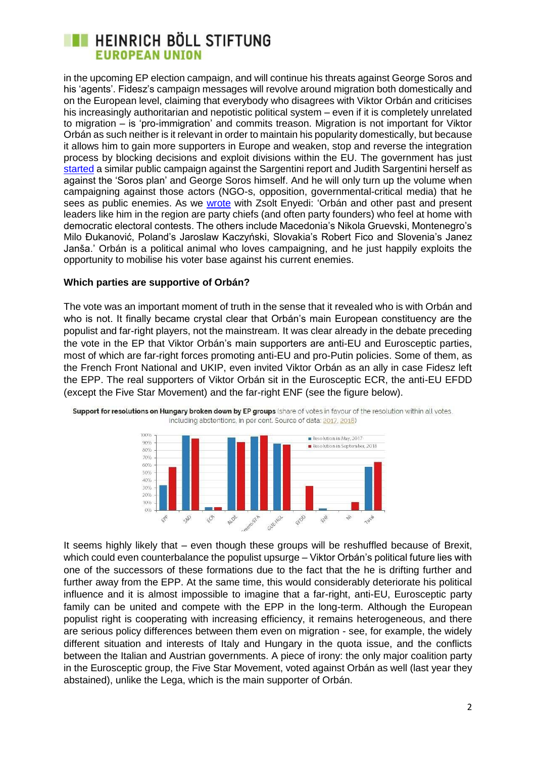in the upcoming EP election campaign, and will continue his threats against George Soros and his 'agents'. Fidesz's campaign messages will revolve around migration both domestically and on the European level, claiming that everybody who disagrees with Viktor Orbán and criticises his increasingly authoritarian and nepotistic political system – even if it is completely unrelated to migration – is 'pro-immigration' and commits treason. Migration is not important for Viktor Orbán as such neither is it relevant in order to maintain his popularity domestically, but because it allows him to gain more supporters in Europe and weaken, stop and reverse the integration process by blocking decisions and exploit divisions within the EU. The government has just started a similar public campaign against the Sargentini report and Judith Sargentini herself as against the 'Soros plan' and George Soros himself. And he will only turn up the volume when campaigning against those actors (NGO-s, opposition, governmental-critical media) that he sees as public enemies. As we wrote with Zsolt Enyedi: 'Orbán and other past and present leaders like him in the region are party chiefs (and often party founders) who feel at home with democratic electoral contests. The others include Macedonia's Nikola Gruevski, Montenegro's Milo Đukanović, Poland's Jaroslaw Kaczyński, Slovakia's Robert Fico and Slovenia's Janez Janša.' Orbán is a political animal who loves campaigning, and he just happily exploits the opportunity to mobilise his voter base against his current enemies.

**Which parties are supportive of Orbán?**

The vote was an important moment of truth in the sense that it revealed who is with Orbán and who is not. It finally became crystal clear that Orbán's main European constituency are the populist and far-right players, not the mainstream. It was clear already in the debate preceding the vote in the EP that Viktor Orbán's main supporters are anti-EU and Eurosceptic parties, most of which are far-right forces promoting anti-EU and pro-Putin policies. Some of them, as the French Front National and UKIP, even invited Viktor Orbán as an ally in case Fidesz left the EPP. The real supporters of Viktor Orbán sit in the Eurosceptic ECR, the anti-EU EFDD (except the Five Star Movement) and the far-right ENF (see the figure below).

**Support for resolutions on Hungary broken down by EP groups** (share of votes in favour of the resolution within all votes including abstentions, in per cent. Source of data: 2017, 2018)

It seems highly likely that – even though these groups will be reshuffled because of Brexit, which could even counterbalance the populist upsurge – Viktor Orbán's political future lies with one of the successors of these formations due to the fact that the he is drifting further and further away from the EPP. At the same time, this would considerably deteriorate his political influence and it is almost impossible to imagine that a far-right, anti-EU, Eurosceptic party family can be united and compete with the EPP in the long-term. Although the European populist right is cooperating with increasing efficiency, it remains heterogeneous, and there are serious policy differences between them even on migration - see, for example, the widely different situation and interests of Italy and Hungary in the quota issue, and the conflicts between the Italian and Austrian governments. A piece of irony: the only major coalition party in the Eurosceptic group, the Five Star Movement, voted against Orbán as well (last year they abstained), unlike the Lega, which is the main supporter of Orbán.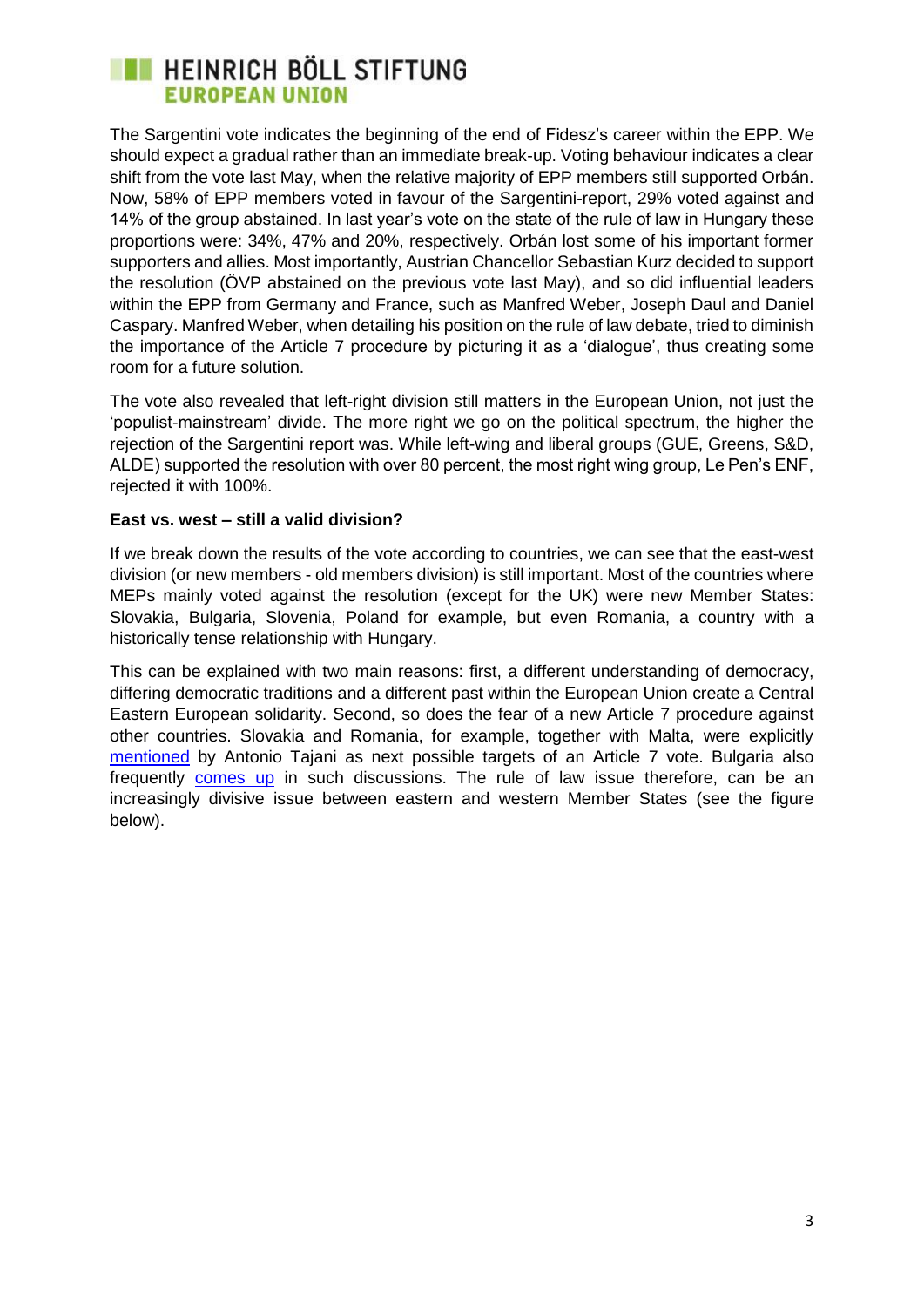The Sargentini vote indicates the beginning of the end of Fidesz's career within the EPP. We should expect a gradual rather than an immediate break-up. Voting behaviour indicates a clear shift from the vote last May, when the relative majority of EPP members still supported Orbán. Now, 58% of EPP members voted in favour of the Sargentini-report, 29% voted against and 14% of the group abstained. In last year's vote on the state of the rule of law in Hungary these proportions were: 34%, 47% and 20%, respectively. Orbán lost some of his important former supporters and allies. Most importantly, Austrian Chancellor Sebastian Kurz decided to support the resolution (ÖVP abstained on the previous vote last May), and so did influential leaders within the EPP from Germany and France, such as Manfred Weber, Joseph Daul and Daniel Caspary. Manfred Weber, when detailing his position on the rule of law debate, tried to diminish the importance of the Article 7 procedure by picturing it as a 'dialogue', thus creating some room for a future solution.

The vote also revealed that left-right division still matters in the European Union, not just the 'populist-mainstream' divide. The more right we go on the political spectrum, the higher the rejection of the Sargentini report was. While left-wing and liberal groups (GUE, Greens, S&D, ALDE) supported the resolution with over 80 percent, the most right wing group, Le Pen's ENF, rejected it with 100%.

**East vs. west – still a valid division?**

If we break down the results of the vote according to countries, we can see that the east-west division (or new members - old members division) is still important. Most of the countries where MEPs mainly voted against the resolution (except for the UK) were new Member States: Slovakia, Bulgaria, Slovenia, Poland for example, but even Romania, a country with a historically tense relationship with Hungary.

This can be explained with two main reasons: first, a different understanding of democracy, differing democratic traditions and a different past within the European Union create a Central Eastern European solidarity. Second, so does the fear of a new Article 7 procedure against other countries. Slovakia and Romania, for example, together with Malta, were explicitly mentioned by Antonio Tajani as next possible targets of an Article 7 vote. Bulgaria also frequently comes up in such discussions. The rule of law issue therefore, can be an increasingly divisive issue between eastern and western Member States (see the figure below).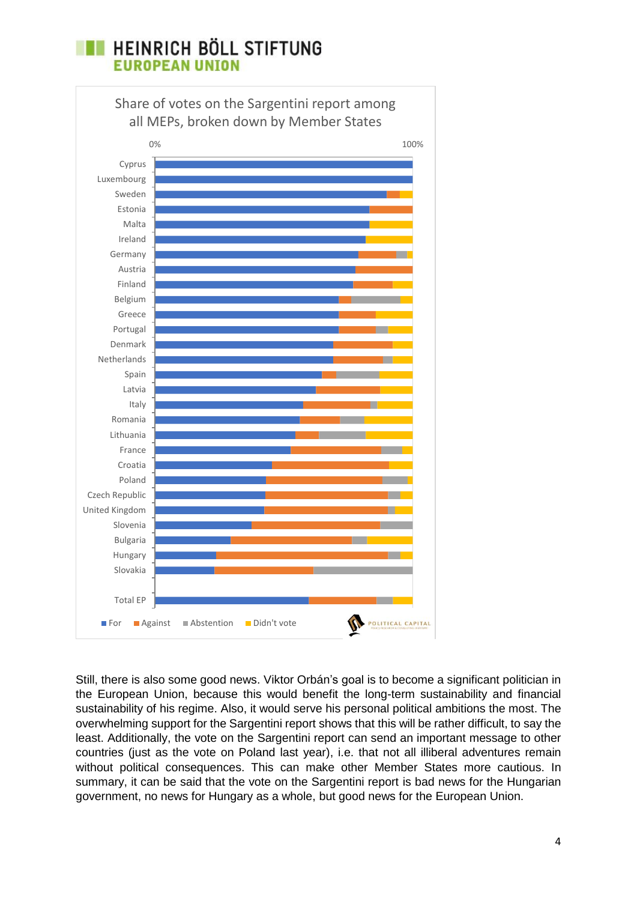Share of votes on the Sargentini report among all MEPs, broken down by Member States

0%
100%

Cyprus
Luxembourg
Sweden
Estonia
Malta
Ireland
Germany
Austria
Finland
Belgium
Greece
Portugal
Denmark
Netherlands
Spain
Latvia
Italy
Romania
Lithuania
France
Croatia
Poland
Czech Republic
United Kingdom
Slovenia
Bulgaria
Hungary
Slovakia

Total EP

For
Against
Abstention
Didn't vote

POLITICAL CAPITAL

Still, there is also some good news. Viktor Orbán's goal is to become a significant politician in the European Union, because this would benefit the long-term sustainability and financial sustainability of his regime. Also, it would serve his personal political ambitions the most. The overwhelming support for the Sargentini report shows that this will be rather difficult, to say the least. Additionally, the vote on the Sargentini report can send an important message to other countries (just as the vote on Poland last year), i.e. that not all illiberal adventures remain without political consequences. This can make other Member States more cautious. In summary, it can be said that the vote on the Sargentini report is bad news for the Hungarian government, no news for Hungary as a whole, but good news for the European Union.